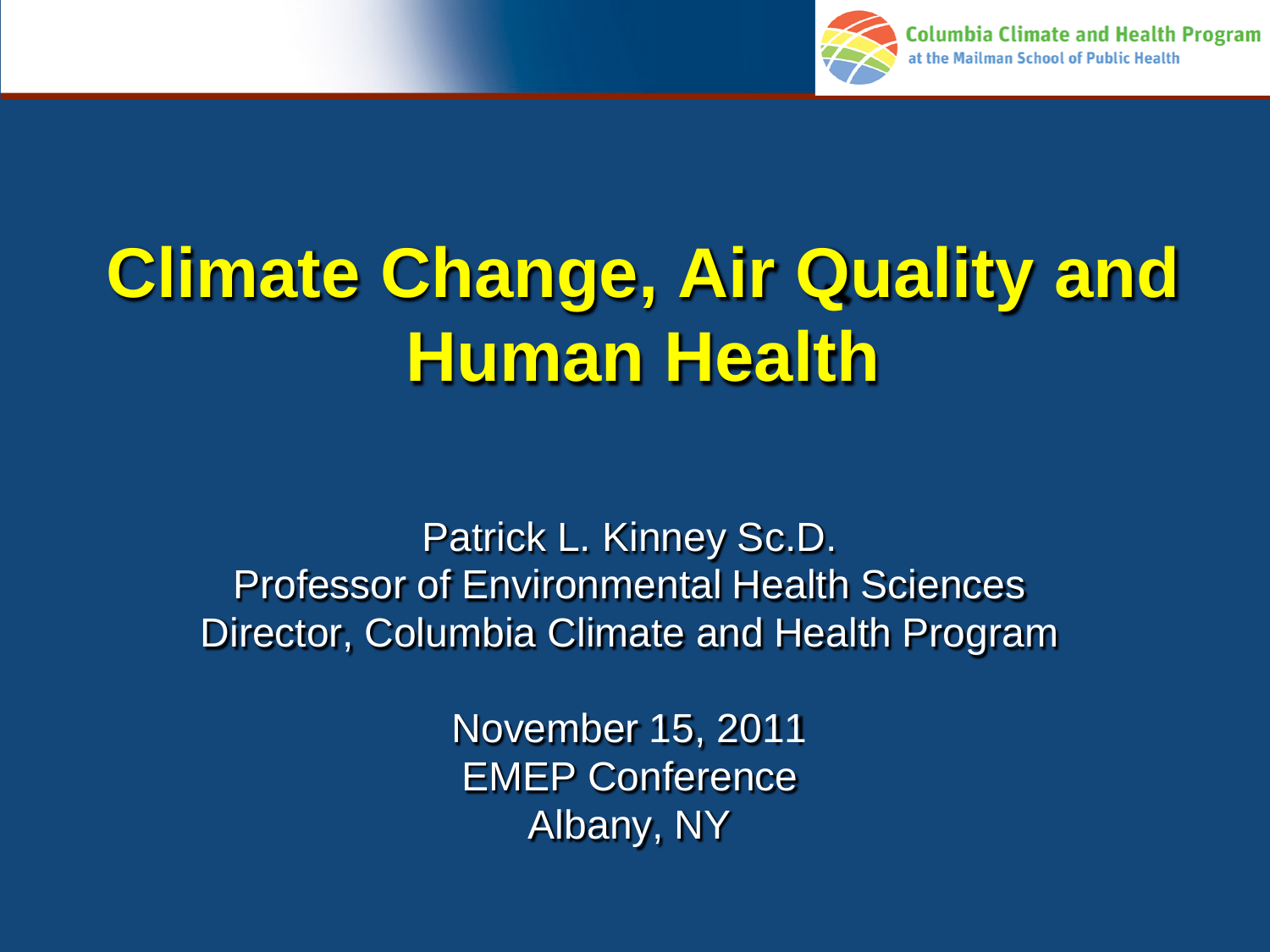Columbia Climate and Health Program
at the Mailman School of Public Health

# Climate Change, Air Quality and Human Health

Patrick L. Kinney Sc.D.
Professor of Environmental Health Sciences
Director, Columbia Climate and Health Program

November 15, 2011
EMEP Conference
Albany, NY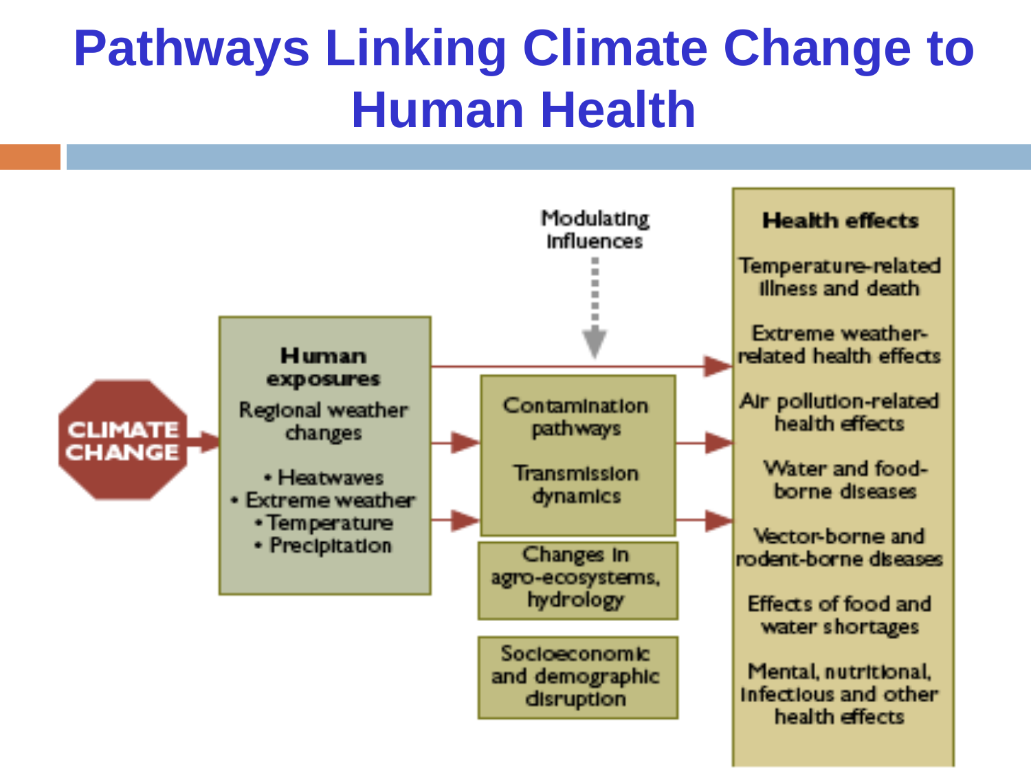# Pathways Linking Climate Change to Human Health

CLIMATE CHANGE

**Human exposures**

Regional weather changes

- Heatwaves
- Extreme weather
- Temperature
- Precipitation

Modulating influences

Contamination pathways

Transmission dynamics

Changes in agro-ecosystems, hydrology

Socioeconomic and demographic disruption

**Health effects**

Temperature-related illness and death

Extreme weather-related health effects

Air pollution-related health effects

Water and food-borne diseases

Vector-borne and rodent-borne diseases

Effects of food and water shortages

Mental, nutritional, infectious and other health effects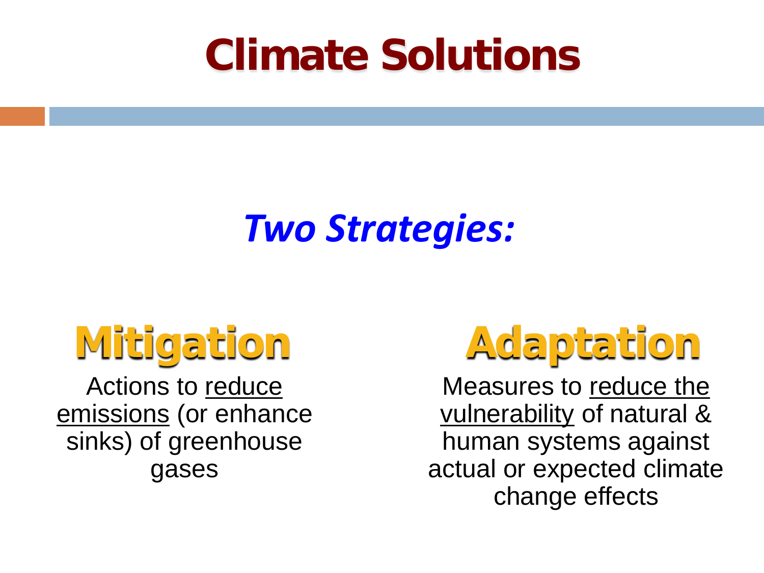# Climate Solutions

## *Two Strategies:*

### Mitigation

Actions to reduce emissions (or enhance sinks) of greenhouse gases

### Adaptation

Measures to reduce the vulnerability of natural & human systems against actual or expected climate change effects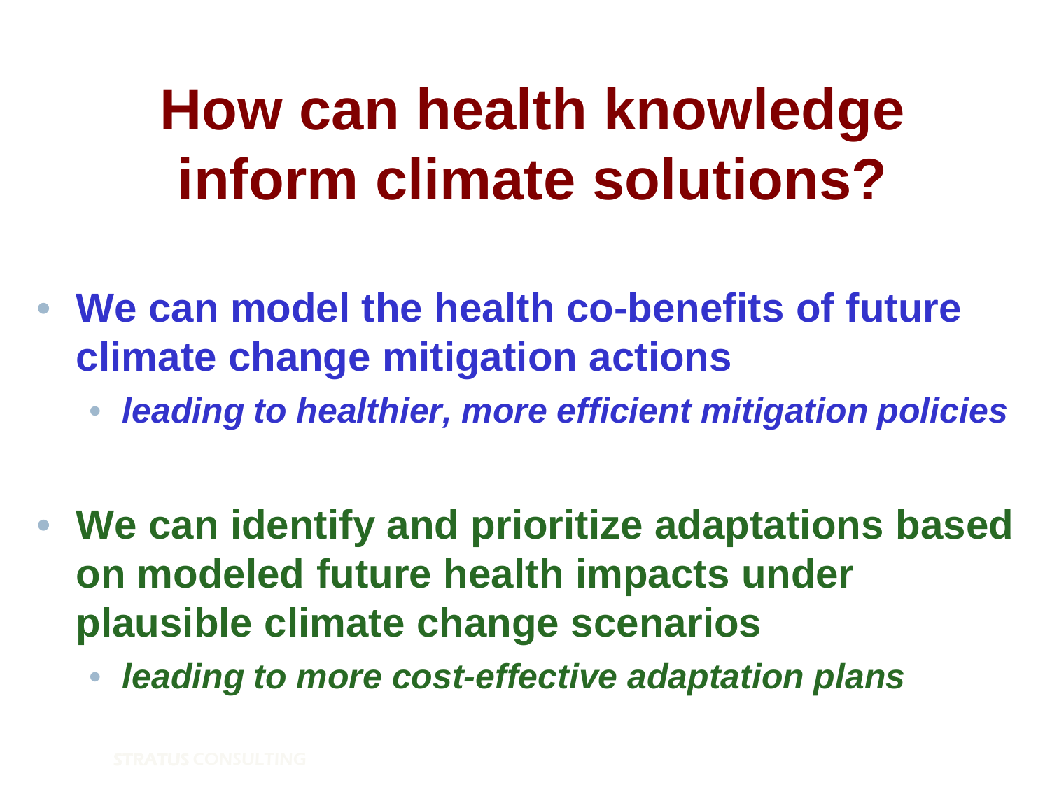# How can health knowledge inform climate solutions?

- **We can model the health co-benefits of future climate change mitigation actions**
  - ***leading to healthier, more efficient mitigation policies***

- **We can identify and prioritize adaptations based on modeled future health impacts under plausible climate change scenarios**
  - ***leading to more cost-effective adaptation plans***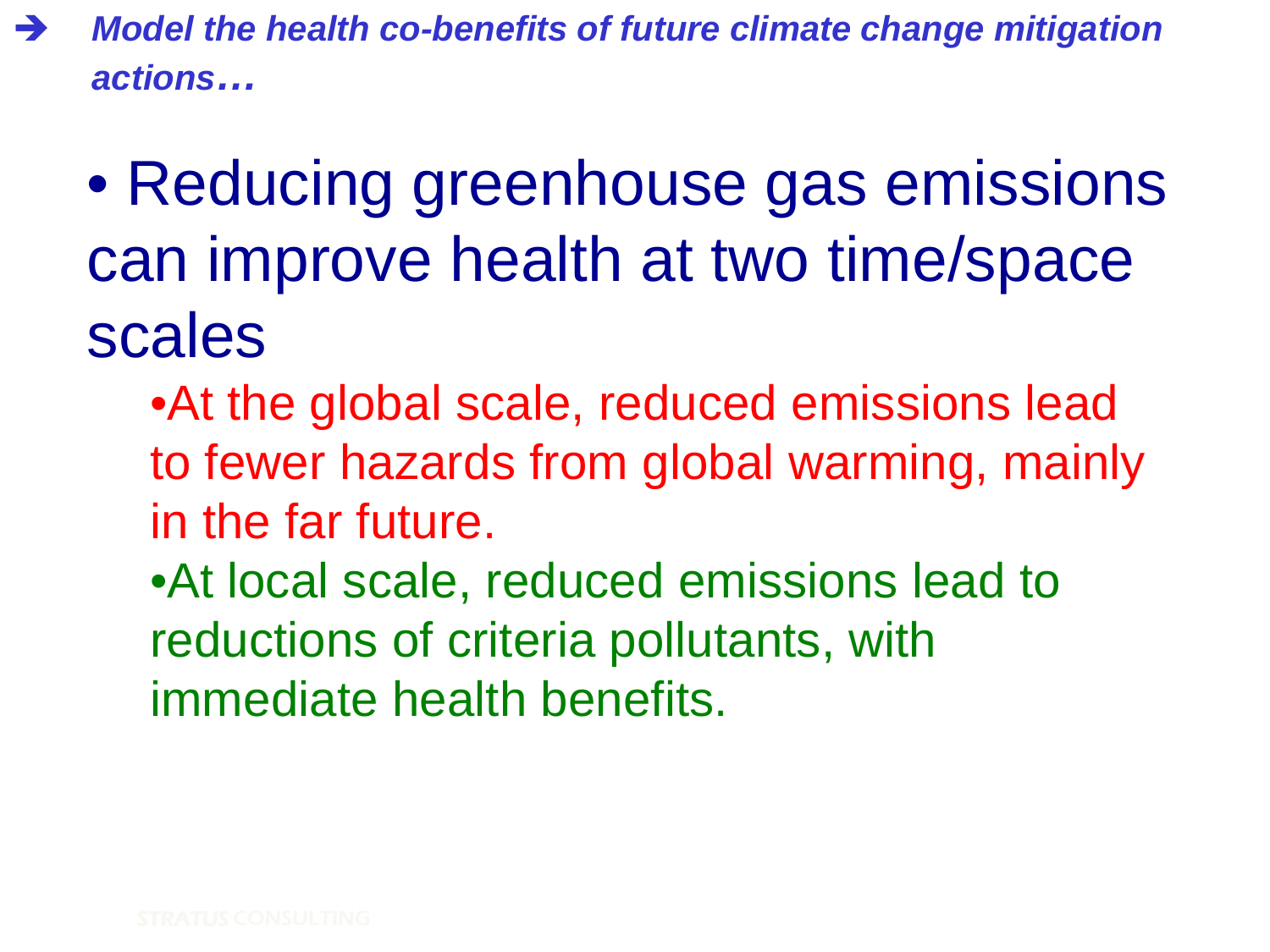➔ ***Model the health co-benefits of future climate change mitigation actions…***

- Reducing greenhouse gas emissions can improve health at two time/space scales
  - At the global scale, reduced emissions lead to fewer hazards from global warming, mainly in the far future.
  - At local scale, reduced emissions lead to reductions of criteria pollutants, with immediate health benefits.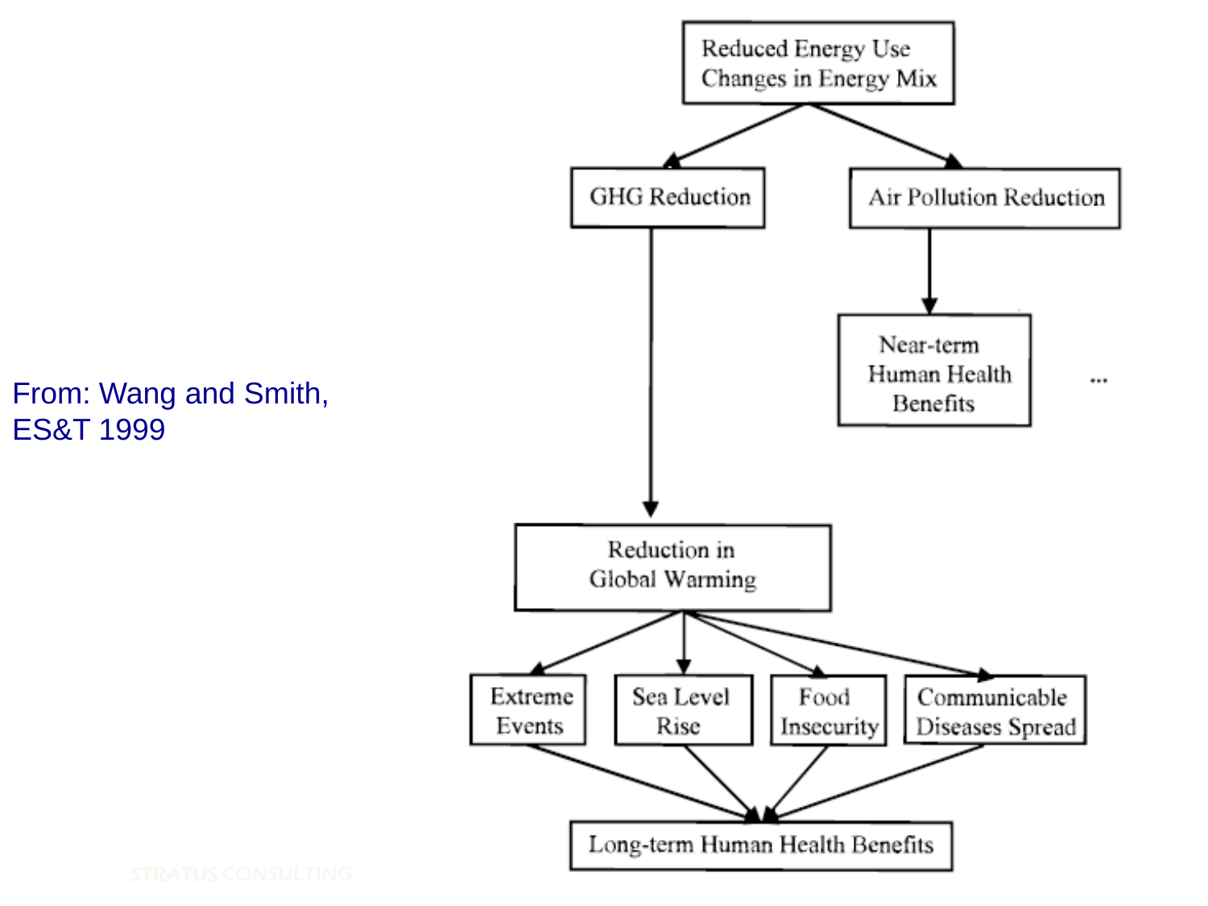From: Wang and Smith, ES&T 1999

Reduced Energy Use
Changes in Energy Mix

GHG Reduction

Air Pollution Reduction

Near-term Human Health Benefits

...

Reduction in Global Warming

Extreme Events

Sea Level Rise

Food Insecurity

Communicable Diseases Spread

Long-term Human Health Benefits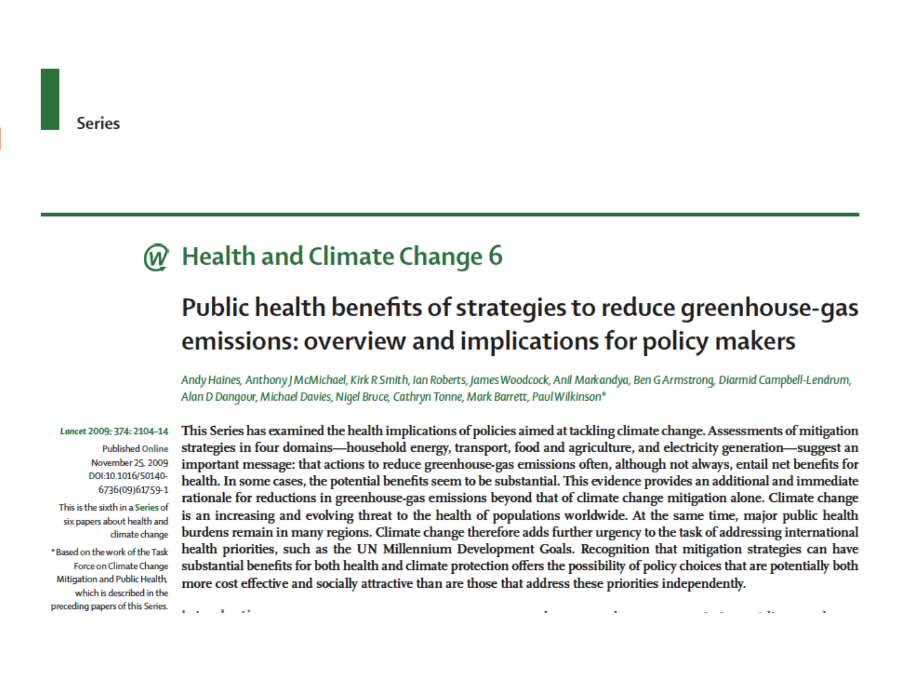Series

# Health and Climate Change 6

## Public health benefits of strategies to reduce greenhouse-gas emissions: overview and implications for policy makers

*Andy Haines, Anthony J McMichael, Kirk R Smith, Ian Roberts, James Woodcock, Anil Markandya, Ben G Armstrong, Diarmid Campbell-Lendrum, Alan D Dangour, Michael Davies, Nigel Bruce, Cathryn Tonne, Mark Barrett, Paul Wilkinson**

Lancet 2009; 374: 2104–14

Published Online November 25, 2009 DOI:10.1016/S0140-6736(09)61759-1

This is the sixth in a Series of six papers about health and climate change

*Based on the work of the Task Force on Climate Change Mitigation and Public Health, which is described in the preceding papers of this Series.

This Series has examined the health implications of policies aimed at tackling climate change. Assessments of mitigation strategies in four domains—household energy, transport, food and agriculture, and electricity generation—suggest an important message: that actions to reduce greenhouse-gas emissions often, although not always, entail net benefits for health. In some cases, the potential benefits seem to be substantial. This evidence provides an additional and immediate rationale for reductions in greenhouse-gas emissions beyond that of climate change mitigation alone. Climate change is an increasing and evolving threat to the health of populations worldwide. At the same time, major public health burdens remain in many regions. Climate change therefore adds further urgency to the task of addressing international health priorities, such as the UN Millennium Development Goals. Recognition that mitigation strategies can have substantial benefits for both health and climate protection offers the possibility of policy choices that are potentially both more cost effective and socially attractive than are those that address these priorities independently.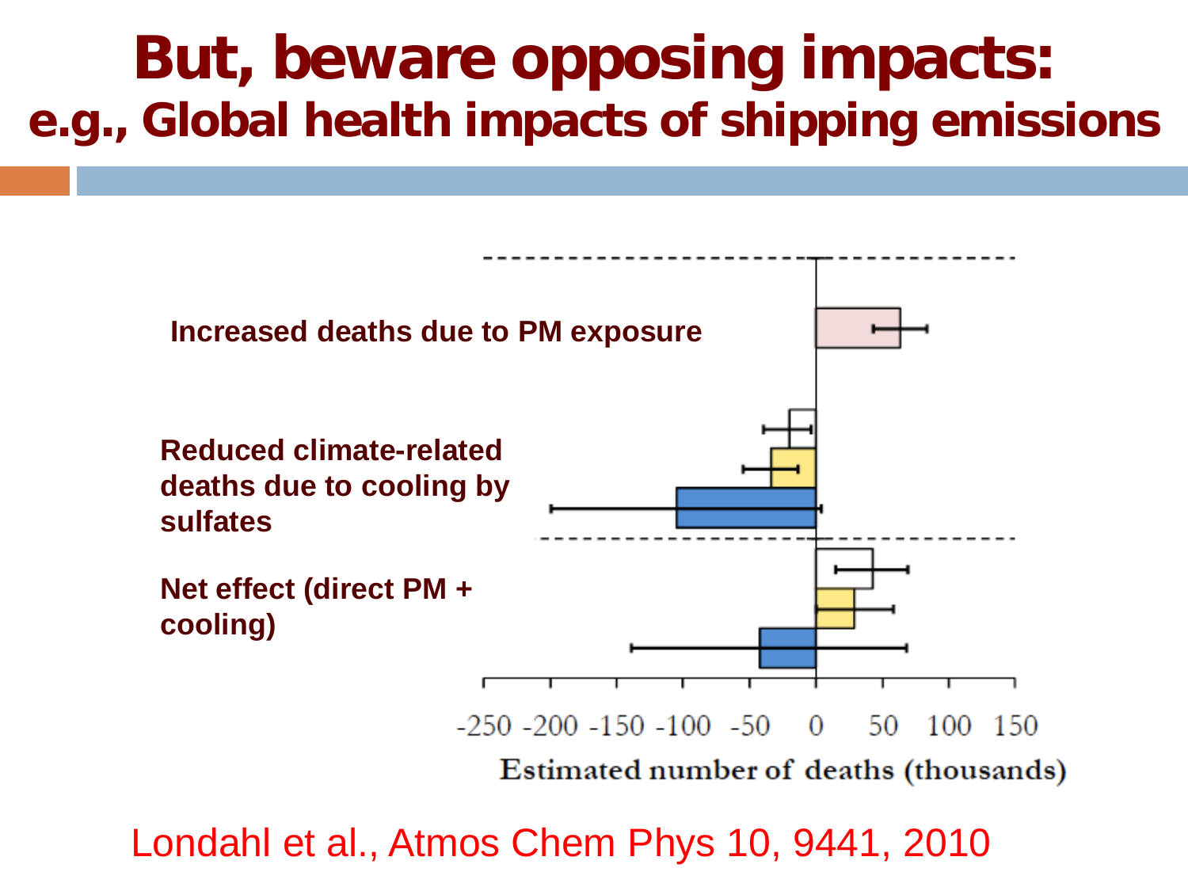# But, beware opposing impacts:

## e.g., Global health impacts of shipping emissions

**Increased deaths due to PM exposure**

**Reduced climate-related deaths due to cooling by sulfates**

**Net effect (direct PM + cooling)**

-250 -200 -150 -100 -50 0 50 100 150

Estimated number of deaths (thousands)

Londahl et al., Atmos Chem Phys 10, 9441, 2010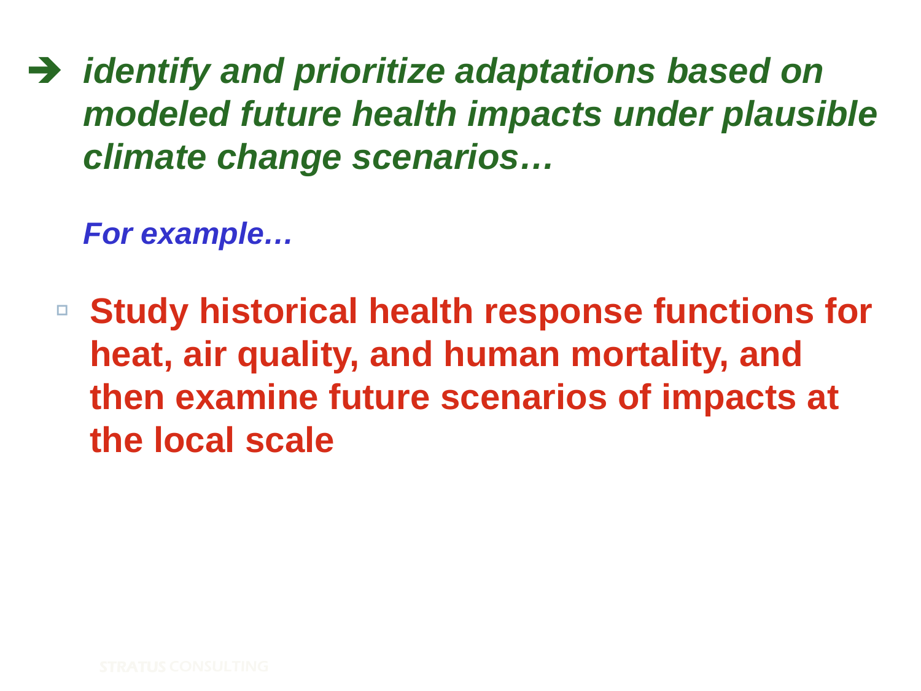➔ ***identify and prioritize adaptations based on modeled future health impacts under plausible climate change scenarios…***

***For example…***

- **Study historical health response functions for heat, air quality, and human mortality, and then examine future scenarios of impacts at the local scale**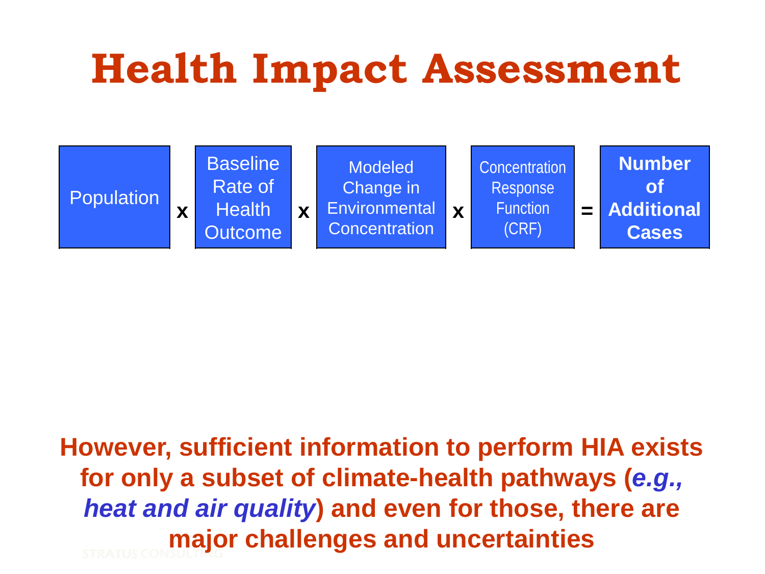# Health Impact Assessment

| Population | x | Baseline Rate of Health Outcome | x | Modeled Change in Environmental Concentration | x | Concentration Response Function (CRF) | = | **Number of Additional Cases** |
|---|---|---|---|---|---|---|---|---|

**However, sufficient information to perform HIA exists for only a subset of climate-health pathways (*e.g., heat and air quality*) and even for those, there are major challenges and uncertainties**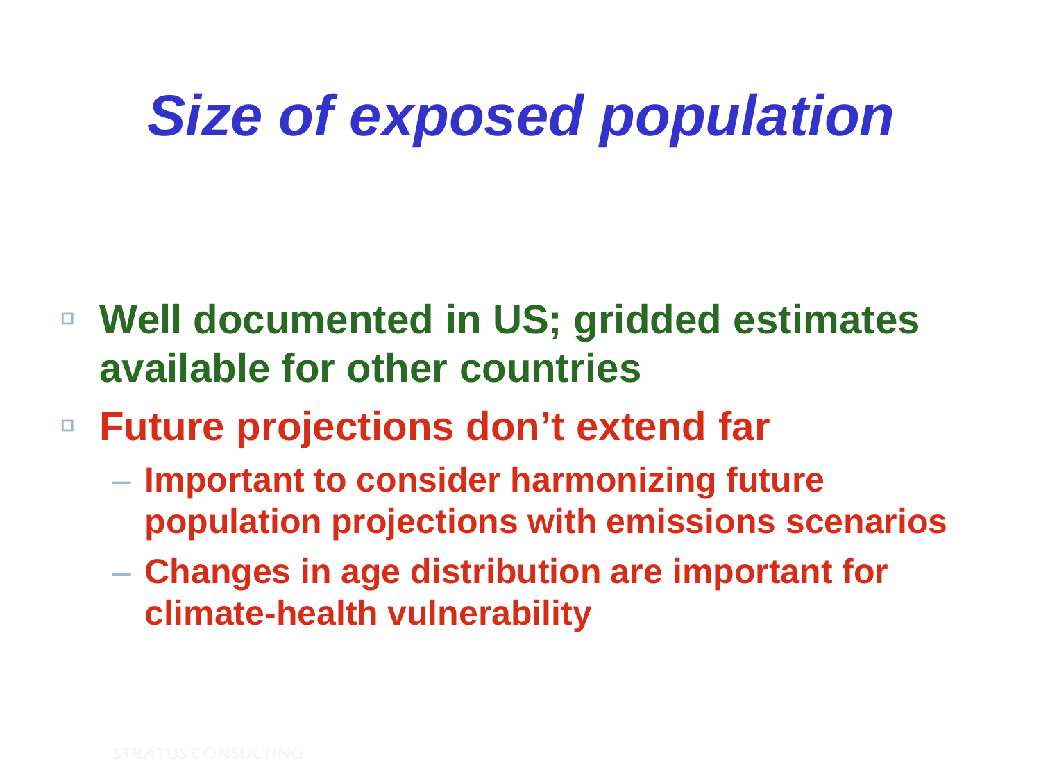# *Size of exposed population*

- **Well documented in US; gridded estimates available for other countries**
- **Future projections don't extend far**
  - **Important to consider harmonizing future population projections with emissions scenarios**
  - **Changes in age distribution are important for climate-health vulnerability**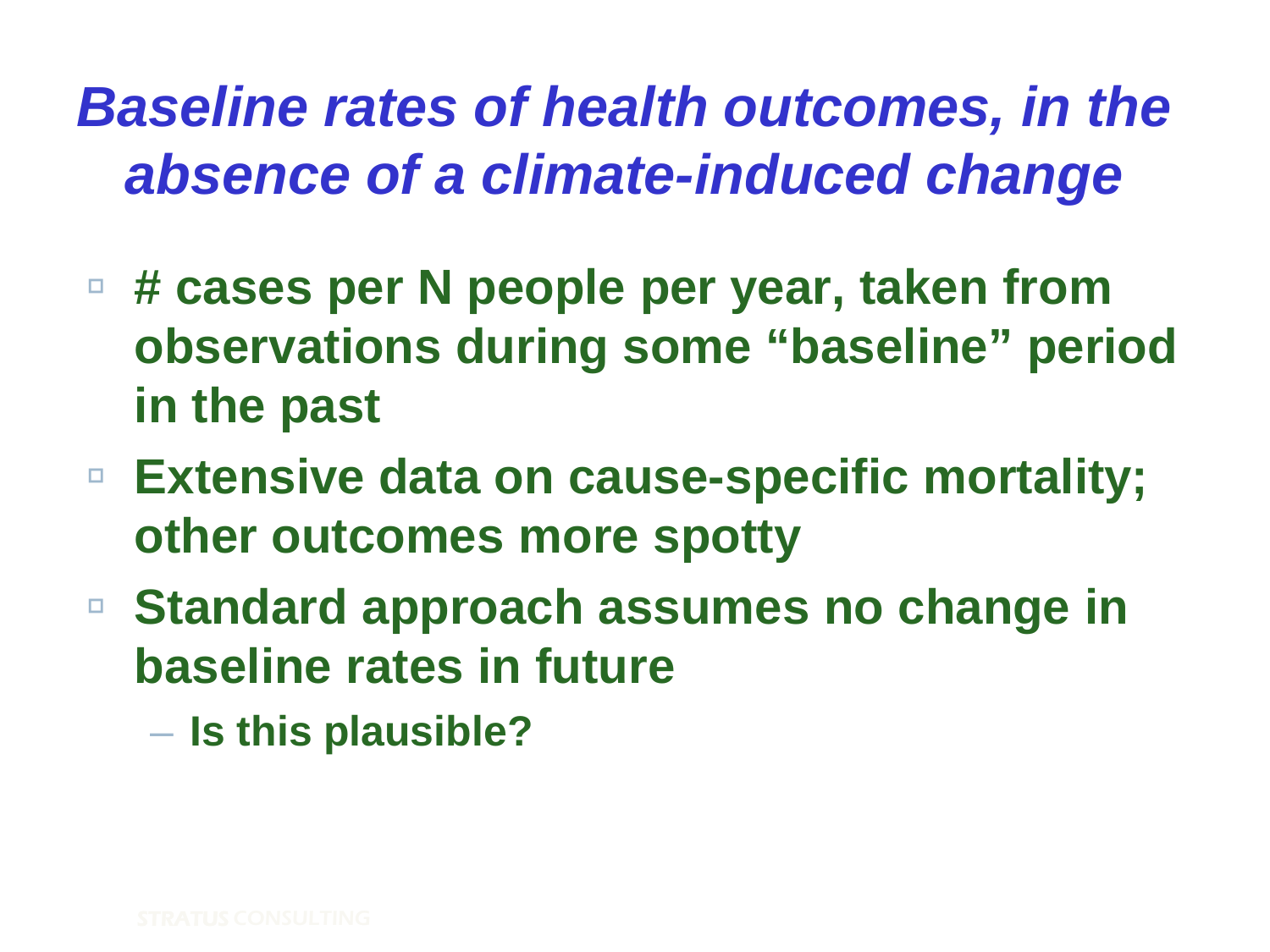# *Baseline rates of health outcomes, in the absence of a climate-induced change*

- **# cases per N people per year, taken from observations during some “baseline” period in the past**
- **Extensive data on cause-specific mortality; other outcomes more spotty**
- **Standard approach assumes no change in baseline rates in future**
  - **Is this plausible?**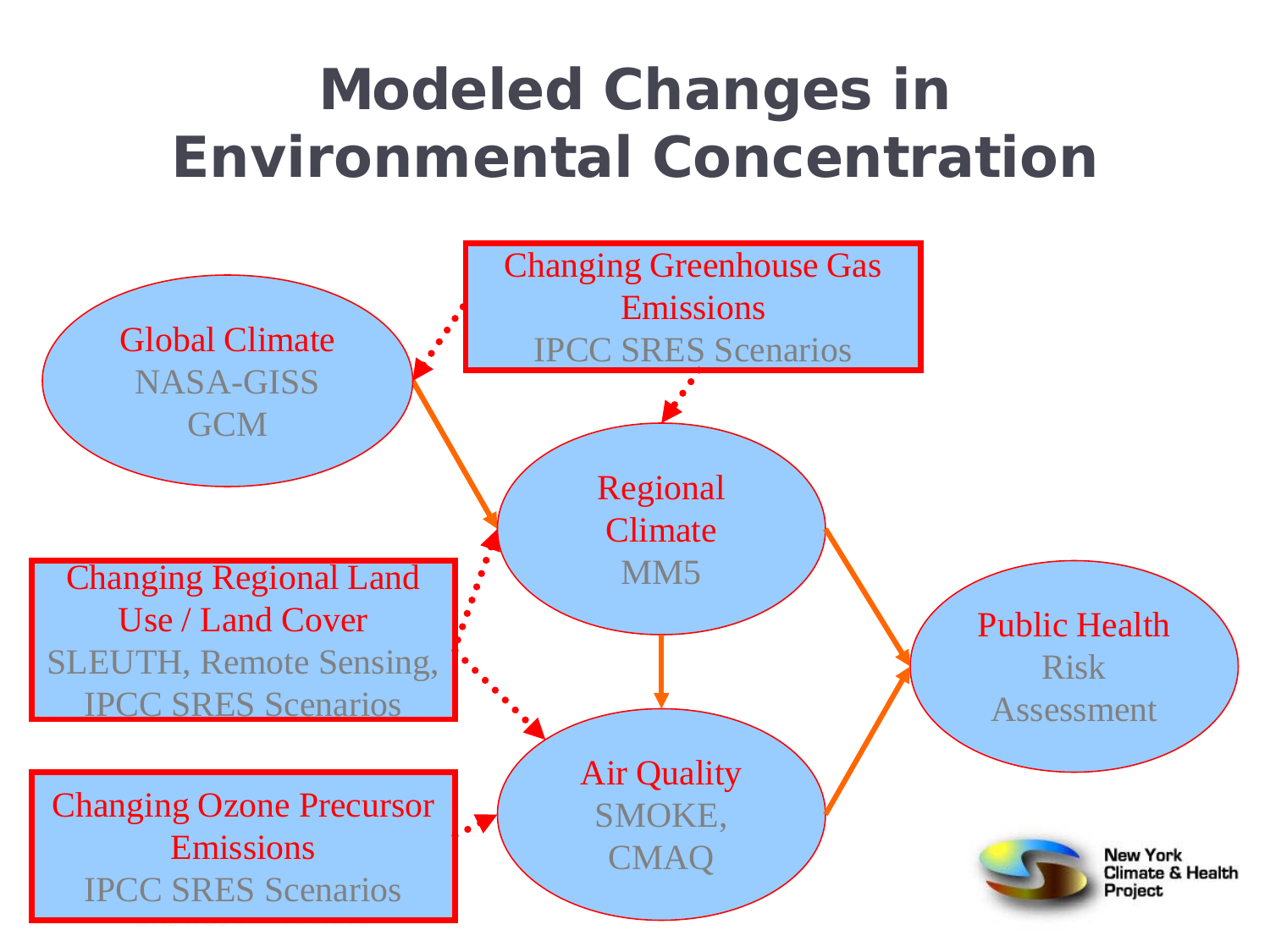# Modeled Changes in Environmental Concentration

Global Climate
NASA-GISS
GCM

Changing Greenhouse Gas Emissions
IPCC SRES Scenarios

Regional Climate
MM5

Changing Regional Land Use / Land Cover
SLEUTH, Remote Sensing, IPCC SRES Scenarios

Changing Ozone Precursor Emissions
IPCC SRES Scenarios

Air Quality
SMOKE, CMAQ

Public Health
Risk Assessment

New York Climate & Health Project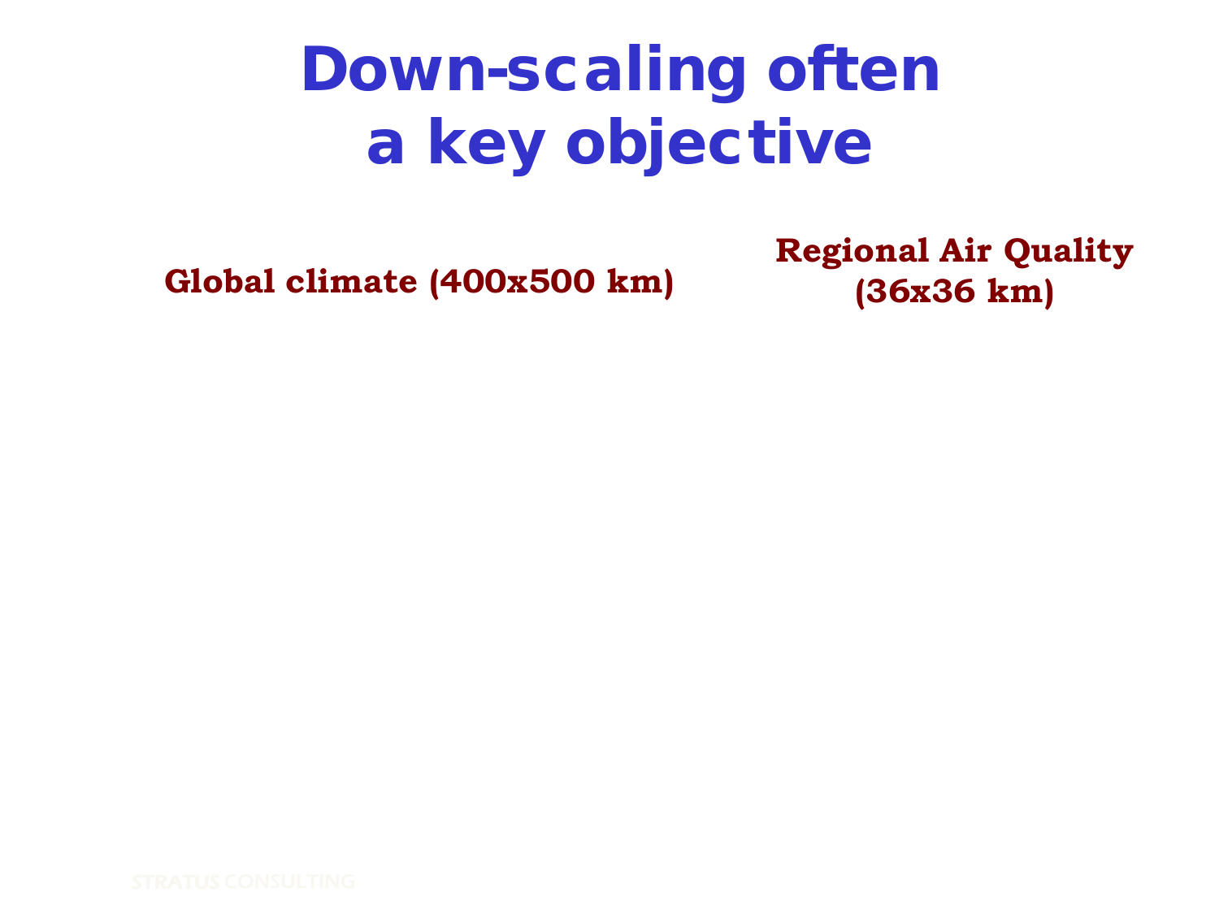# Down-scaling often a key objective

**Global climate (400x500 km)**

**Regional Air Quality (36x36 km)**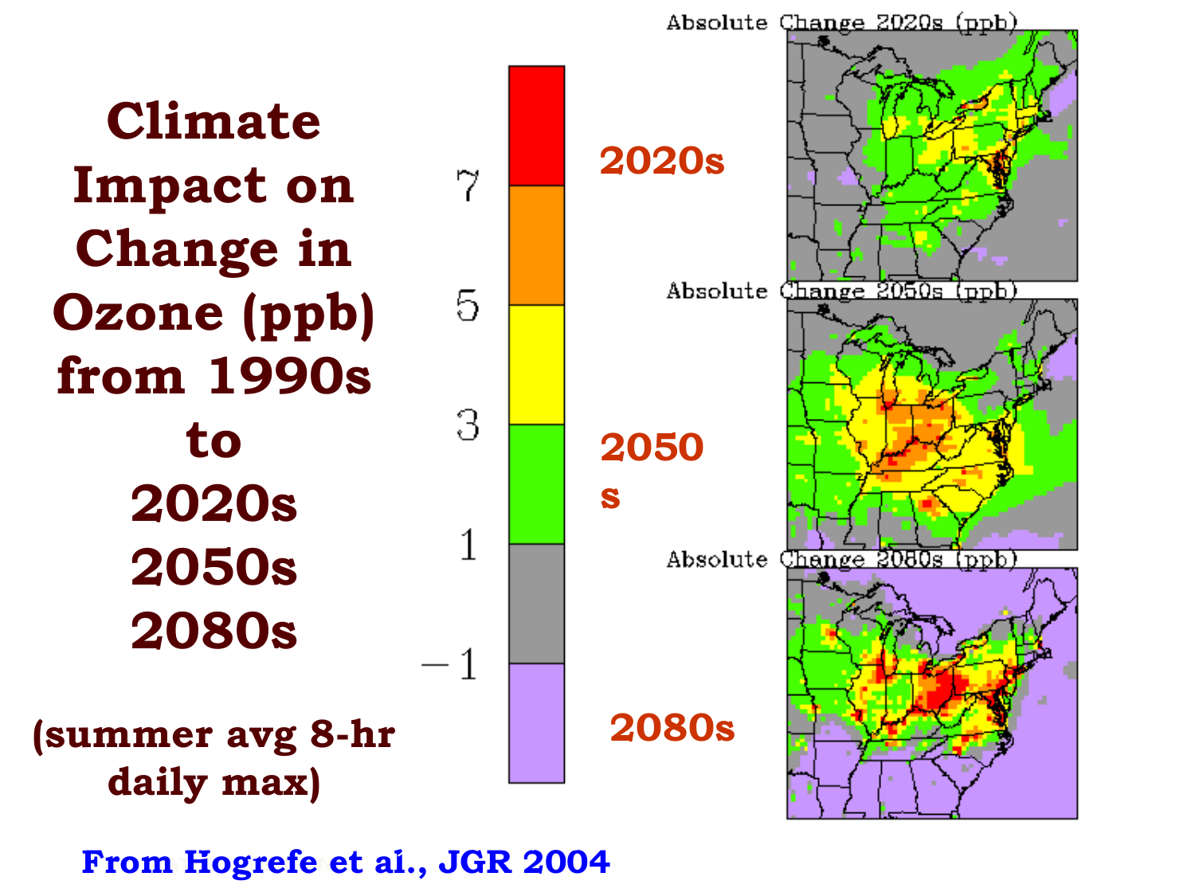# Climate Impact on Change in Ozone (ppb) from 1990s to 2020s 2050s 2080s

(summer avg 8-hr daily max)

2020s

2050s

2080s

Absolute Change 2020s (ppb)

Absolute Change 2050s (ppb)

Absolute Change 2080s (ppb)

From Hogrefe et al., JGR 2004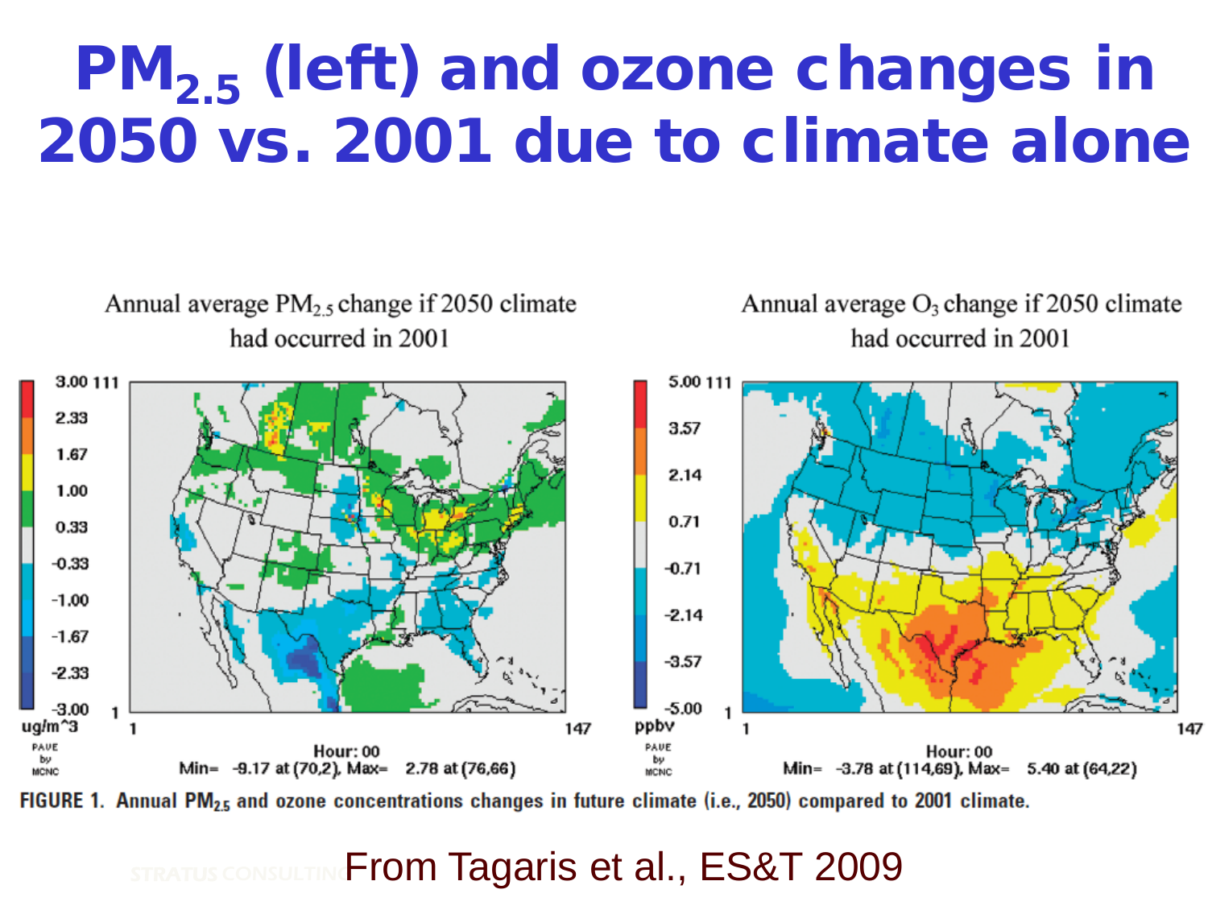# $PM_{2.5}$ (left) and ozone changes in 2050 vs. 2001 due to climate alone

Annual average $PM_{2.5}$ change if 2050 climate had occurred in 2001

Annual average $O_3$ change if 2050 climate had occurred in 2001

Hour: 00
Min= -9.17 at (70,2), Max= 2.78 at (76,66)

Hour: 00
Min= -3.78 at (114,69), Max= 5.40 at (64,22)

FIGURE 1. Annual $PM_{2.5}$ and ozone concentrations changes in future climate (i.e., 2050) compared to 2001 climate.

From Tagaris et al., ES&T 2009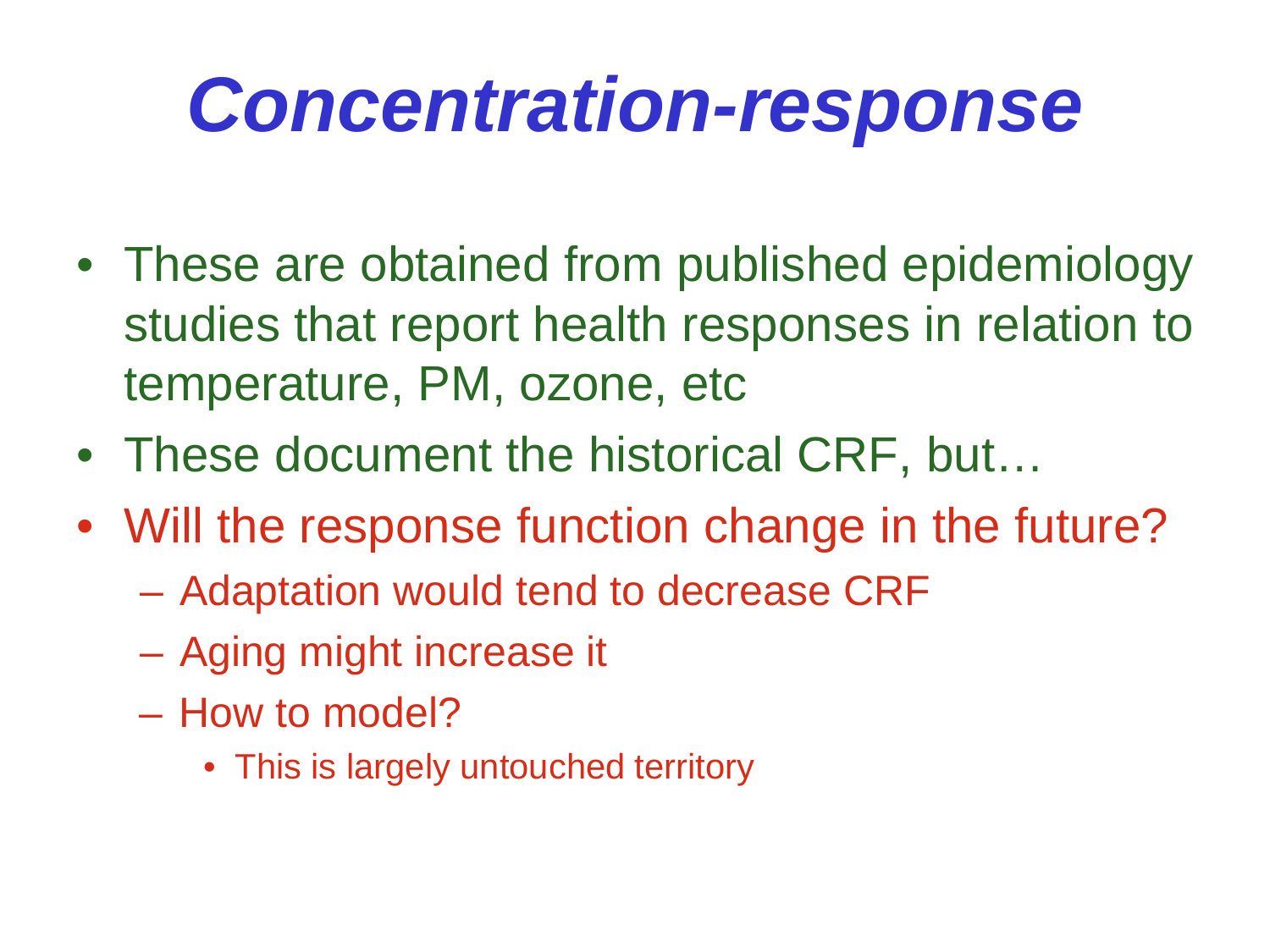# *Concentration-response*

- These are obtained from published epidemiology studies that report health responses in relation to temperature, PM, ozone, etc
- These document the historical CRF, but…
- Will the response function change in the future?
  - Adaptation would tend to decrease CRF
  - Aging might increase it
  - How to model?
    - This is largely untouched territory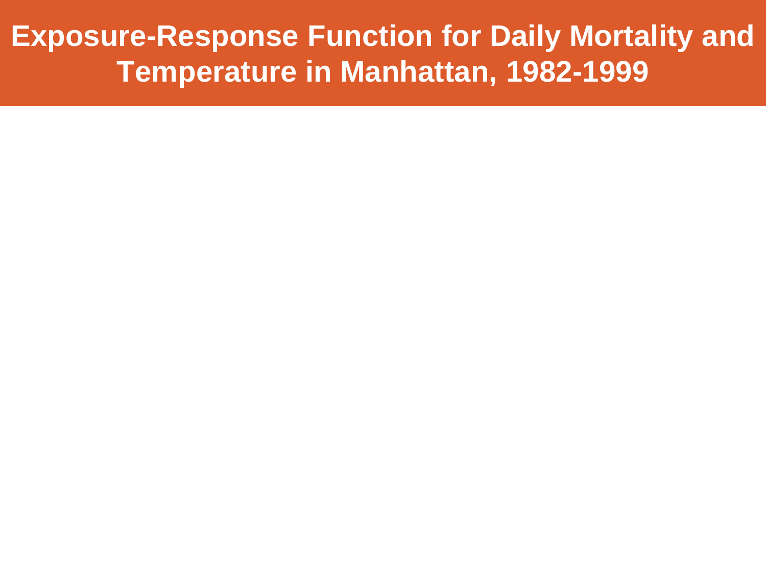# Exposure-Response Function for Daily Mortality and Temperature in Manhattan, 1982-1999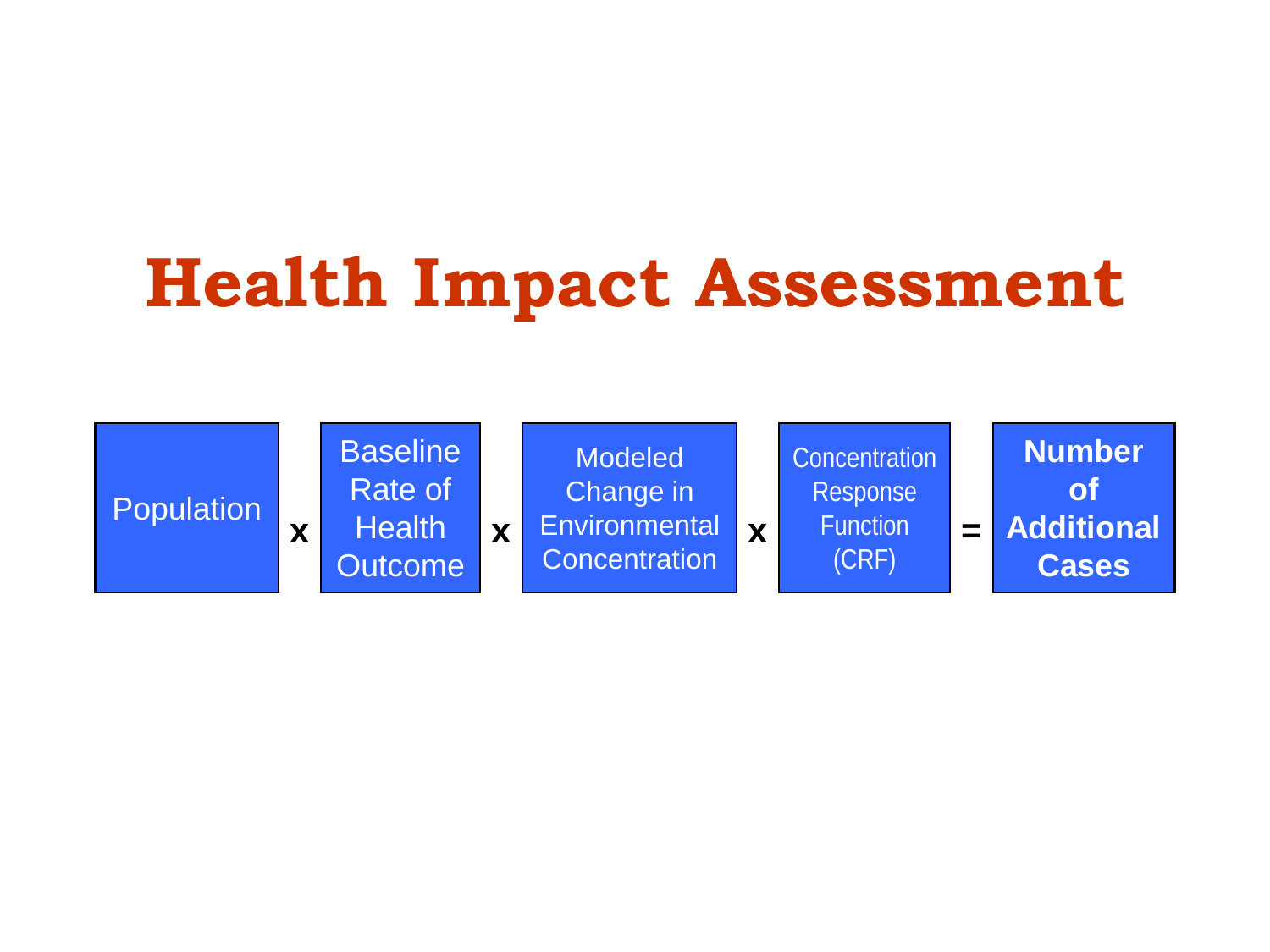# Health Impact Assessment

Population x Baseline Rate of Health Outcome x Modeled Change in Environmental Concentration x Concentration Response Function (CRF) = **Number of Additional Cases**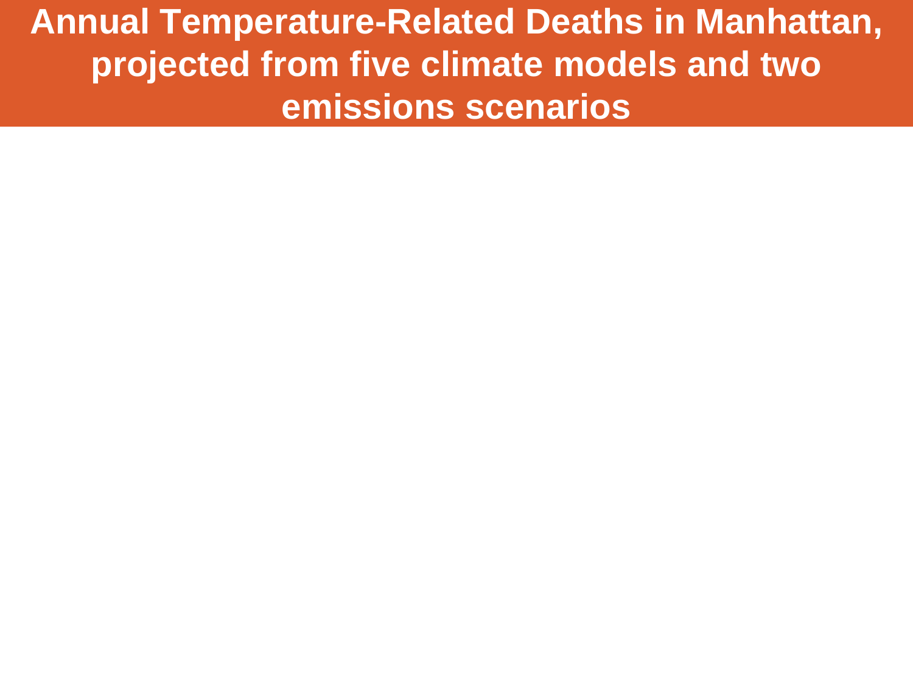# Annual Temperature-Related Deaths in Manhattan, projected from five climate models and two emissions scenarios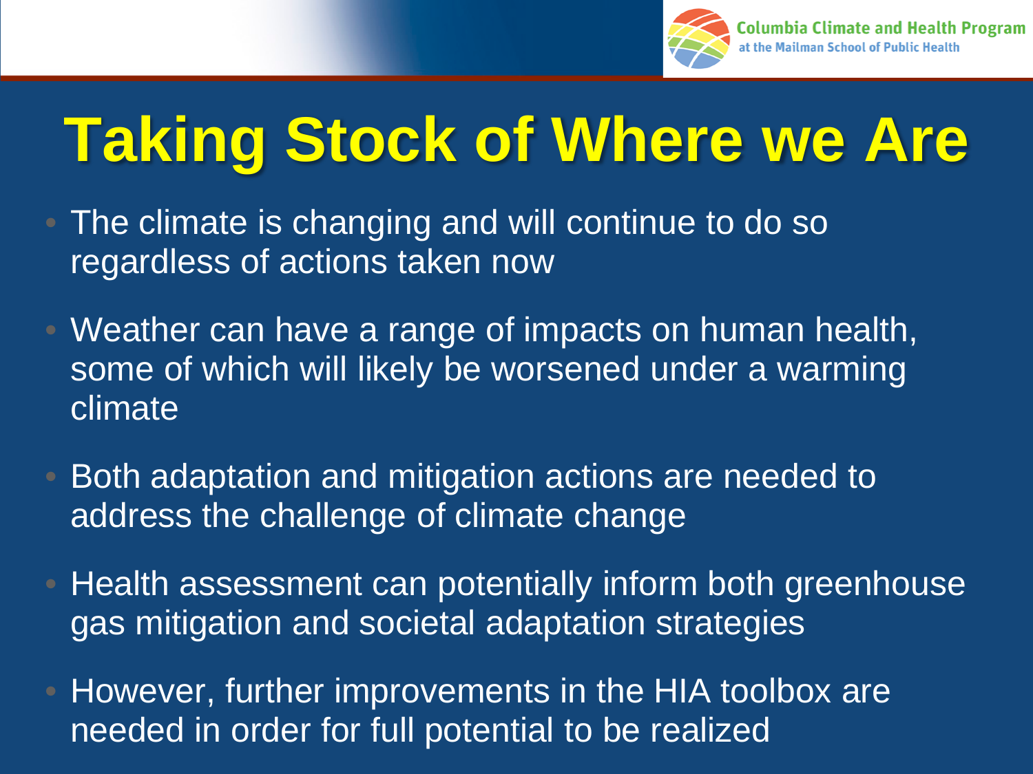# Taking Stock of Where we Are

- The climate is changing and will continue to do so regardless of actions taken now
- Weather can have a range of impacts on human health, some of which will likely be worsened under a warming climate
- Both adaptation and mitigation actions are needed to address the challenge of climate change
- Health assessment can potentially inform both greenhouse gas mitigation and societal adaptation strategies
- However, further improvements in the HIA toolbox are needed in order for full potential to be realized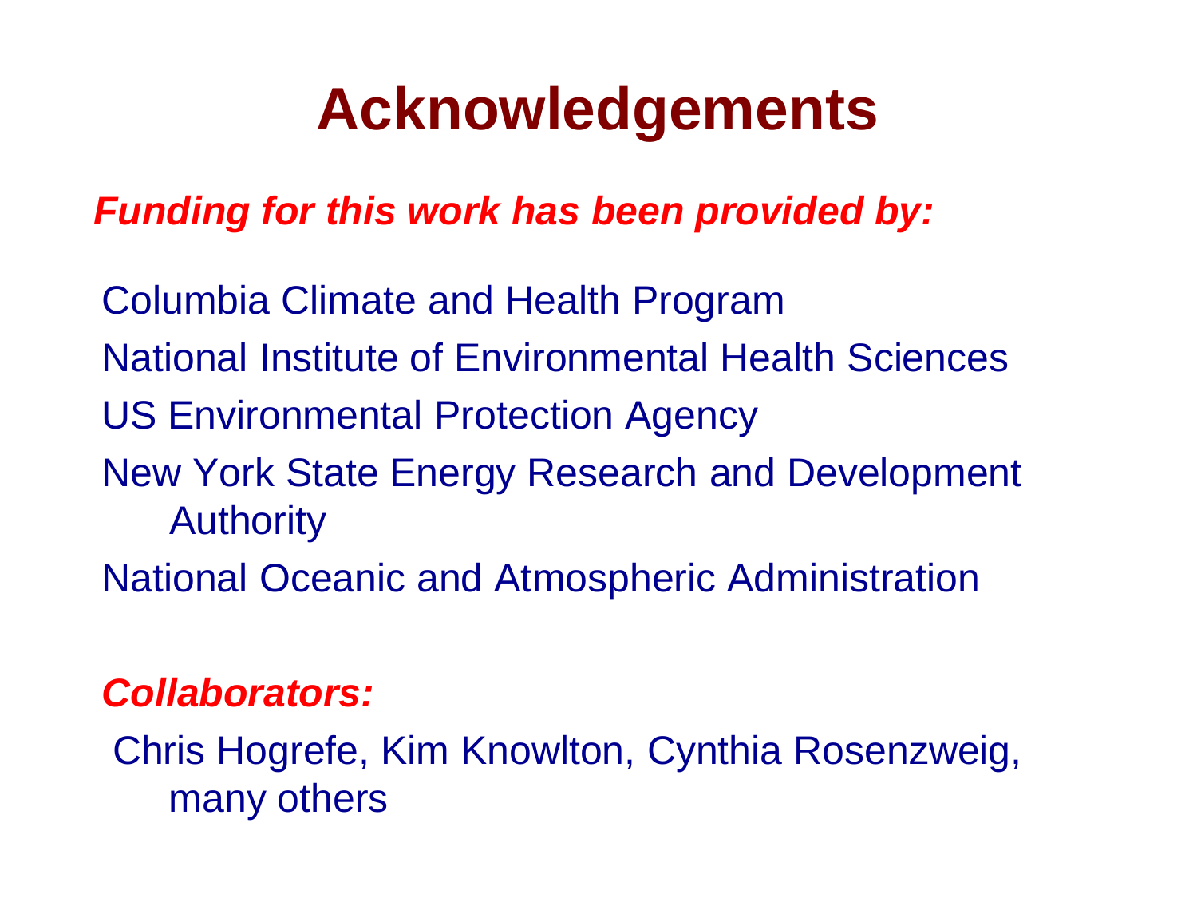# Acknowledgements

***Funding for this work has been provided by:***

Columbia Climate and Health Program

National Institute of Environmental Health Sciences

US Environmental Protection Agency

New York State Energy Research and Development Authority

National Oceanic and Atmospheric Administration

***Collaborators:***

Chris Hogrefe, Kim Knowlton, Cynthia Rosenzweig, many others